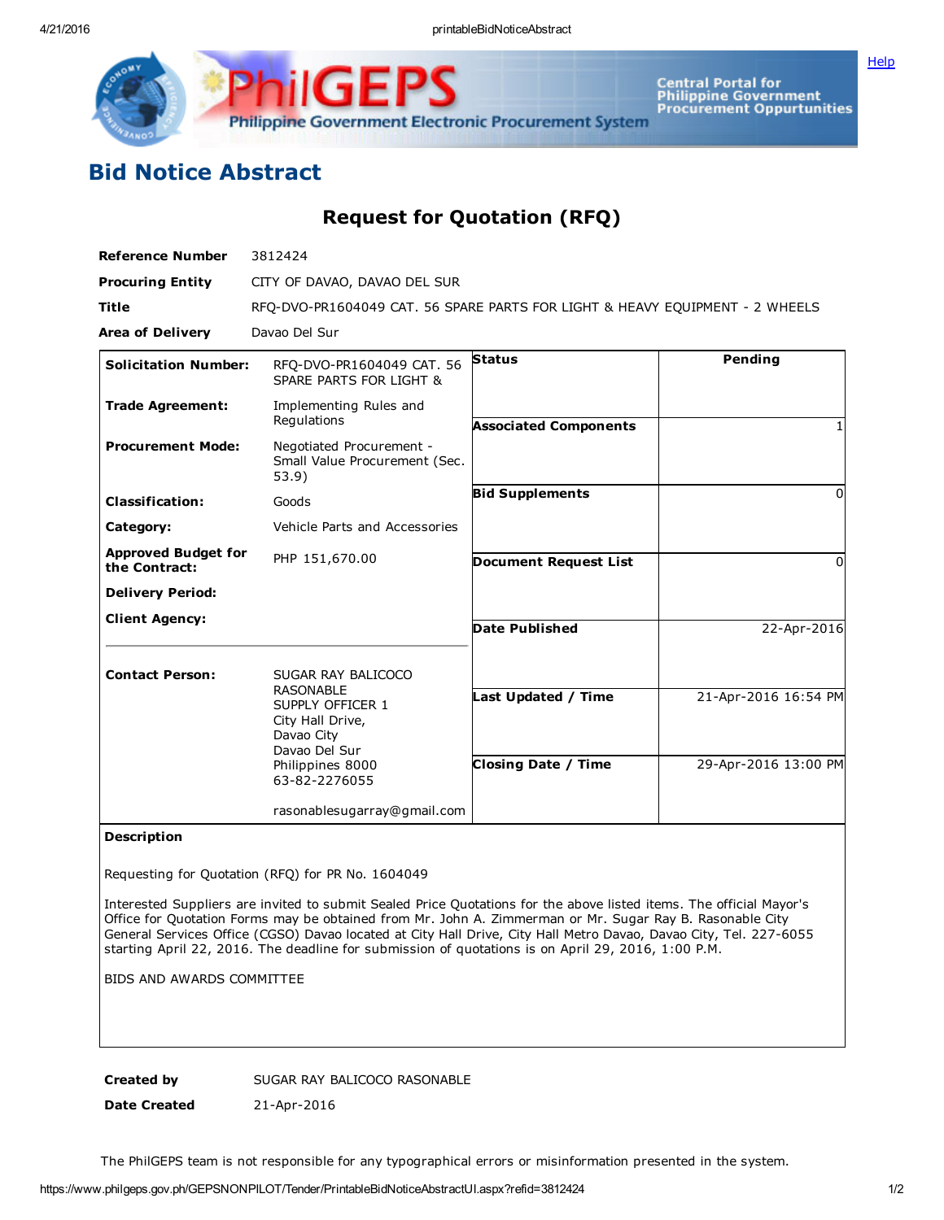# Bid Notice Abstract

## Request for Quotation (RFQ)

| | |
|---|---|
| **Reference Number** | 3812424 |
| **Procuring Entity** | CITY OF DAVAO, DAVAO DEL SUR |
| **Title** | RFQ-DVO-PR1604049 CAT. 56 SPARE PARTS FOR LIGHT & HEAVY EQUIPMENT - 2 WHEELS |
| **Area of Delivery** | Davao Del Sur |

| | | | |
|---|---|---|---|
| **Solicitation Number:** | RFQ-DVO-PR1604049 CAT. 56 SPARE PARTS FOR LIGHT & | **Status** | Pending |
| **Trade Agreement:** | Implementing Rules and Regulations | **Associated Components** | 1 |
| **Procurement Mode:** | Negotiated Procurement - Small Value Procurement (Sec. 53.9) | **Bid Supplements** | 0 |
| **Classification:** | Goods | **Document Request List** | 0 |
| **Category:** | Vehicle Parts and Accessories | **Date Published** | 22-Apr-2016 |
| **Approved Budget for the Contract:** | PHP 151,670.00 | **Last Updated / Time** | 21-Apr-2016 16:54 PM |
| **Delivery Period:** | | **Closing Date / Time** | 29-Apr-2016 13:00 PM |
| **Client Agency:** | | | |
| **Contact Person:** | SUGAR RAY BALICOCO RASONABLE<br>SUPPLY OFFICER 1<br>City Hall Drive,<br>Davao City<br>Davao Del Sur<br>Philippines 8000<br>63-82-2276055<br><br>rasonablesugarray@gmail.com | | |

**Description**

Requesting for Quotation (RFQ) for PR No. 1604049

Interested Suppliers are invited to submit Sealed Price Quotations for the above listed items. The official Mayor's Office for Quotation Forms may be obtained from Mr. John A. Zimmerman or Mr. Sugar Ray B. Rasonable City General Services Office (CGSO) Davao located at City Hall Drive, City Hall Metro Davao, Davao City, Tel. 227-6055 starting April 22, 2016. The deadline for submission of quotations is on April 29, 2016, 1:00 P.M.

BIDS AND AWARDS COMMITTEE

| | |
|---|---|
| **Created by** | SUGAR RAY BALICOCO RASONABLE |
| **Date Created** | 21-Apr-2016 |

The PhilGEPS team is not responsible for any typographical errors or misinformation presented in the system.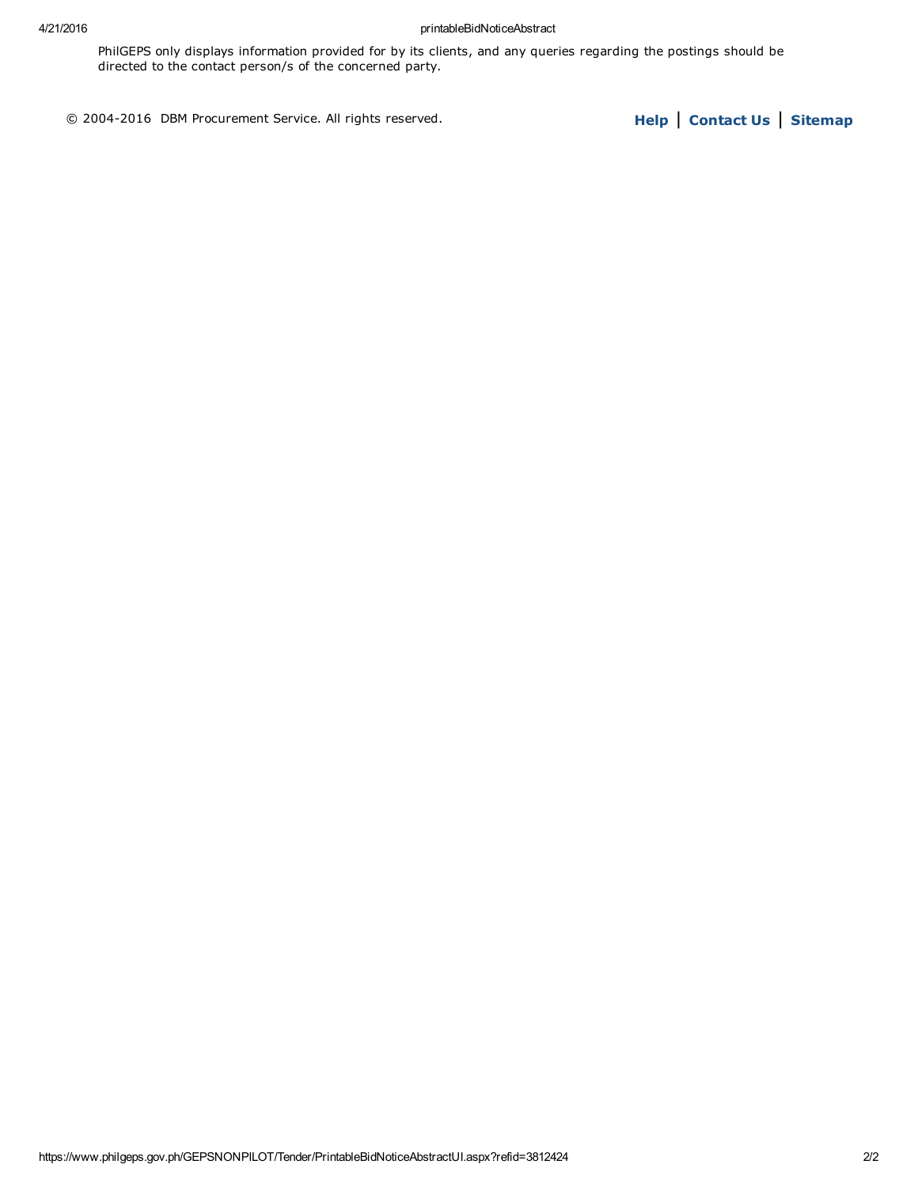PhilGEPS only displays information provided for by its clients, and any queries regarding the postings should be directed to the contact person/s of the concerned party.

© 2004-2016 DBM Procurement Service. All rights reserved.

**Help** | **Contact Us** | **Sitemap**